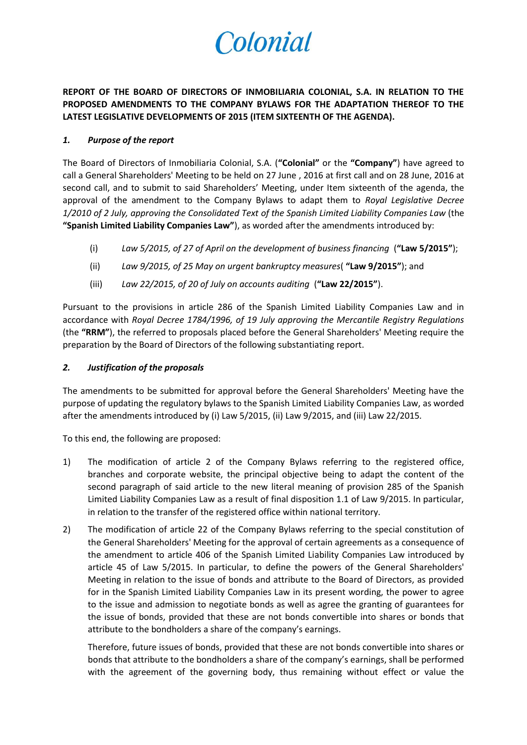Colonial

**REPORT OF THE BOARD OF DIRECTORS OF INMOBILIARIA COLONIAL, S.A. IN RELATION TO THE PROPOSED AMENDMENTS TO THE COMPANY BYLAWS FOR THE ADAPTATION THEREOF TO THE LATEST LEGISLATIVE DEVELOPMENTS OF 2015 (ITEM SIXTEENTH OF THE AGENDA).**

### *1. Purpose of the report*

The Board of Directors of Inmobiliaria Colonial, S.A. (**"Colonial"** or the **"Company"**) have agreed to call a General Shareholders' Meeting to be held on 27 June , 2016 at first call and on 28 June, 2016 at second call, and to submit to said Shareholders' Meeting, under Item sixteenth of the agenda, the approval of the amendment to the Company Bylaws to adapt them to *Royal Legislative Decree 1/2010 of 2 July, approving the Consolidated Text of the Spanish Limited Liability Companies Law* (the **"Spanish Limited Liability Companies Law"**), as worded after the amendments introduced by:

(i) *Law 5/2015, of 27 of April on the development of business financing* (**"Law 5/2015"**);

(ii) *Law 9/2015, of 25 May on urgent bankruptcy measures*( **"Law 9/2015"**); and

(iii) *Law 22/2015, of 20 of July on accounts auditing* (**"Law 22/2015"**).

Pursuant to the provisions in article 286 of the Spanish Limited Liability Companies Law and in accordance with *Royal Decree 1784/1996, of 19 July approving the Mercantile Registry Regulations* (the **"RRM"**), the referred to proposals placed before the General Shareholders' Meeting require the preparation by the Board of Directors of the following substantiating report.

### *2. Justification of the proposals*

The amendments to be submitted for approval before the General Shareholders' Meeting have the purpose of updating the regulatory bylaws to the Spanish Limited Liability Companies Law, as worded after the amendments introduced by (i) Law 5/2015, (ii) Law 9/2015, and (iii) Law 22/2015.

To this end, the following are proposed:

1) The modification of article 2 of the Company Bylaws referring to the registered office, branches and corporate website, the principal objective being to adapt the content of the second paragraph of said article to the new literal meaning of provision 285 of the Spanish Limited Liability Companies Law as a result of final disposition 1.1 of Law 9/2015. In particular, in relation to the transfer of the registered office within national territory.

2) The modification of article 22 of the Company Bylaws referring to the special constitution of the General Shareholders' Meeting for the approval of certain agreements as a consequence of the amendment to article 406 of the Spanish Limited Liability Companies Law introduced by article 45 of Law 5/2015. In particular, to define the powers of the General Shareholders' Meeting in relation to the issue of bonds and attribute to the Board of Directors, as provided for in the Spanish Limited Liability Companies Law in its present wording, the power to agree to the issue and admission to negotiate bonds as well as agree the granting of guarantees for the issue of bonds, provided that these are not bonds convertible into shares or bonds that attribute to the bondholders a share of the company's earnings.

   Therefore, future issues of bonds, provided that these are not bonds convertible into shares or bonds that attribute to the bondholders a share of the company's earnings, shall be performed with the agreement of the governing body, thus remaining without effect or value the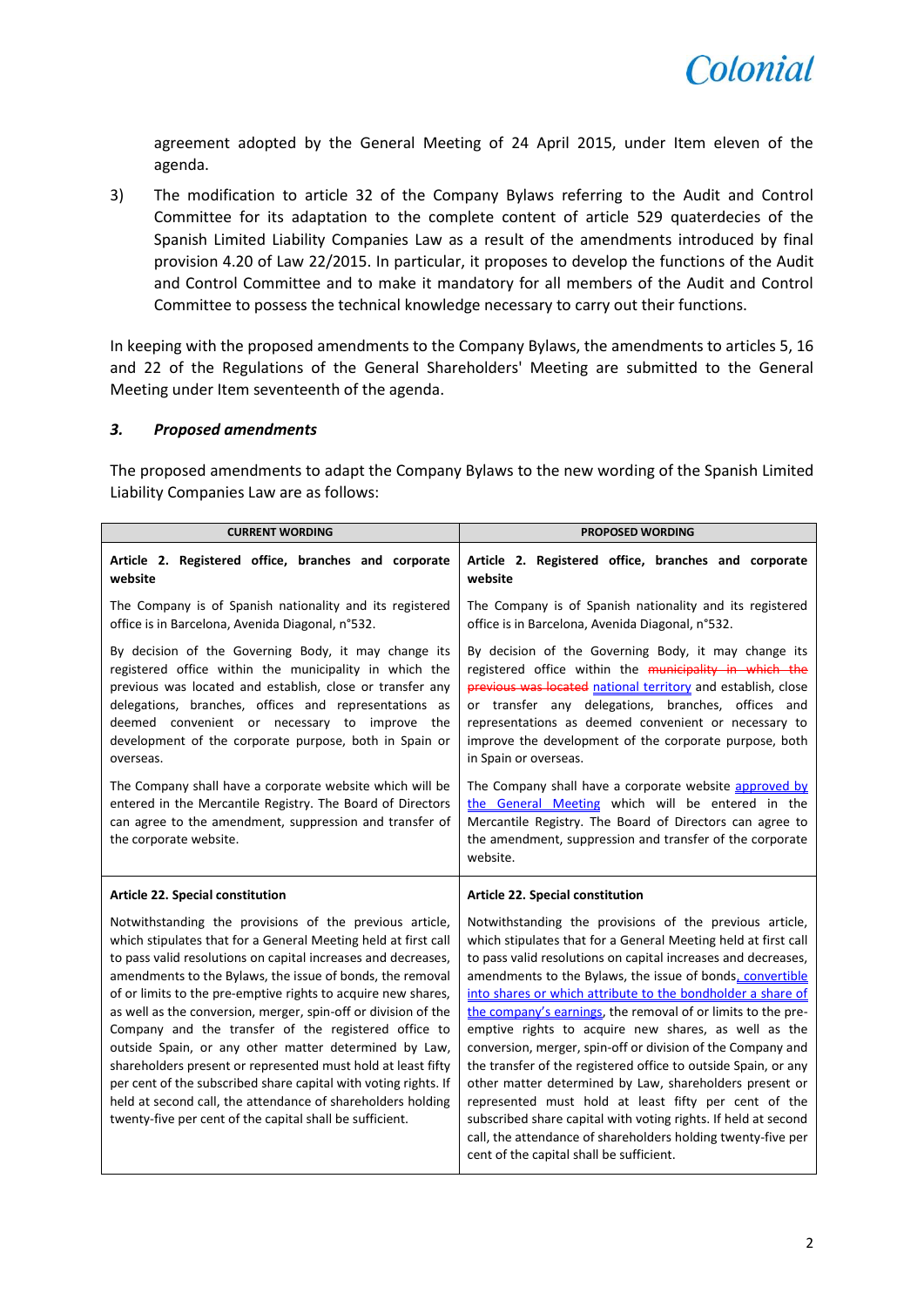agreement adopted by the General Meeting of 24 April 2015, under Item eleven of the agenda.

3) The modification to article 32 of the Company Bylaws referring to the Audit and Control Committee for its adaptation to the complete content of article 529 quaterdecies of the Spanish Limited Liability Companies Law as a result of the amendments introduced by final provision 4.20 of Law 22/2015. In particular, it proposes to develop the functions of the Audit and Control Committee and to make it mandatory for all members of the Audit and Control Committee to possess the technical knowledge necessary to carry out their functions.

In keeping with the proposed amendments to the Company Bylaws, the amendments to articles 5, 16 and 22 of the Regulations of the General Shareholders' Meeting are submitted to the General Meeting under Item seventeenth of the agenda.

### *3. Proposed amendments*

The proposed amendments to adapt the Company Bylaws to the new wording of the Spanish Limited Liability Companies Law are as follows:

| CURRENT WORDING | PROPOSED WORDING |
|---|---|
| **Article 2. Registered office, branches and corporate website** | **Article 2. Registered office, branches and corporate website** |
| The Company is of Spanish nationality and its registered office is in Barcelona, Avenida Diagonal, n°532. | The Company is of Spanish nationality and its registered office is in Barcelona, Avenida Diagonal, n°532. |
| By decision of the Governing Body, it may change its registered office within the municipality in which the previous was located and establish, close or transfer any delegations, branches, offices and representations as deemed convenient or necessary to improve the development of the corporate purpose, both in Spain or overseas. | By decision of the Governing Body, it may change its registered office within the ~~municipality in which the previous was located~~ national territory and establish, close or transfer any delegations, branches, offices and representations as deemed convenient or necessary to improve the development of the corporate purpose, both in Spain or overseas. |
| The Company shall have a corporate website which will be entered in the Mercantile Registry. The Board of Directors can agree to the amendment, suppression and transfer of the corporate website. | The Company shall have a corporate website approved by the General Meeting which will be entered in the Mercantile Registry. The Board of Directors can agree to the amendment, suppression and transfer of the corporate website. |
| **Article 22. Special constitution** | **Article 22. Special constitution** |
| Notwithstanding the provisions of the previous article, which stipulates that for a General Meeting held at first call to pass valid resolutions on capital increases and decreases, amendments to the Bylaws, the issue of bonds, the removal of or limits to the pre-emptive rights to acquire new shares, as well as the conversion, merger, spin-off or division of the Company and the transfer of the registered office to outside Spain, or any other matter determined by Law, shareholders present or represented must hold at least fifty per cent of the subscribed share capital with voting rights. If held at second call, the attendance of shareholders holding twenty-five per cent of the capital shall be sufficient. | Notwithstanding the provisions of the previous article, which stipulates that for a General Meeting held at first call to pass valid resolutions on capital increases and decreases, amendments to the Bylaws, the issue of bonds, convertible into shares or which attribute to the bondholder a share of the company's earnings, the removal of or limits to the pre-emptive rights to acquire new shares, as well as the conversion, merger, spin-off or division of the Company and the transfer of the registered office to outside Spain, or any other matter determined by Law, shareholders present or represented must hold at least fifty per cent of the subscribed share capital with voting rights. If held at second call, the attendance of shareholders holding twenty-five per cent of the capital shall be sufficient. |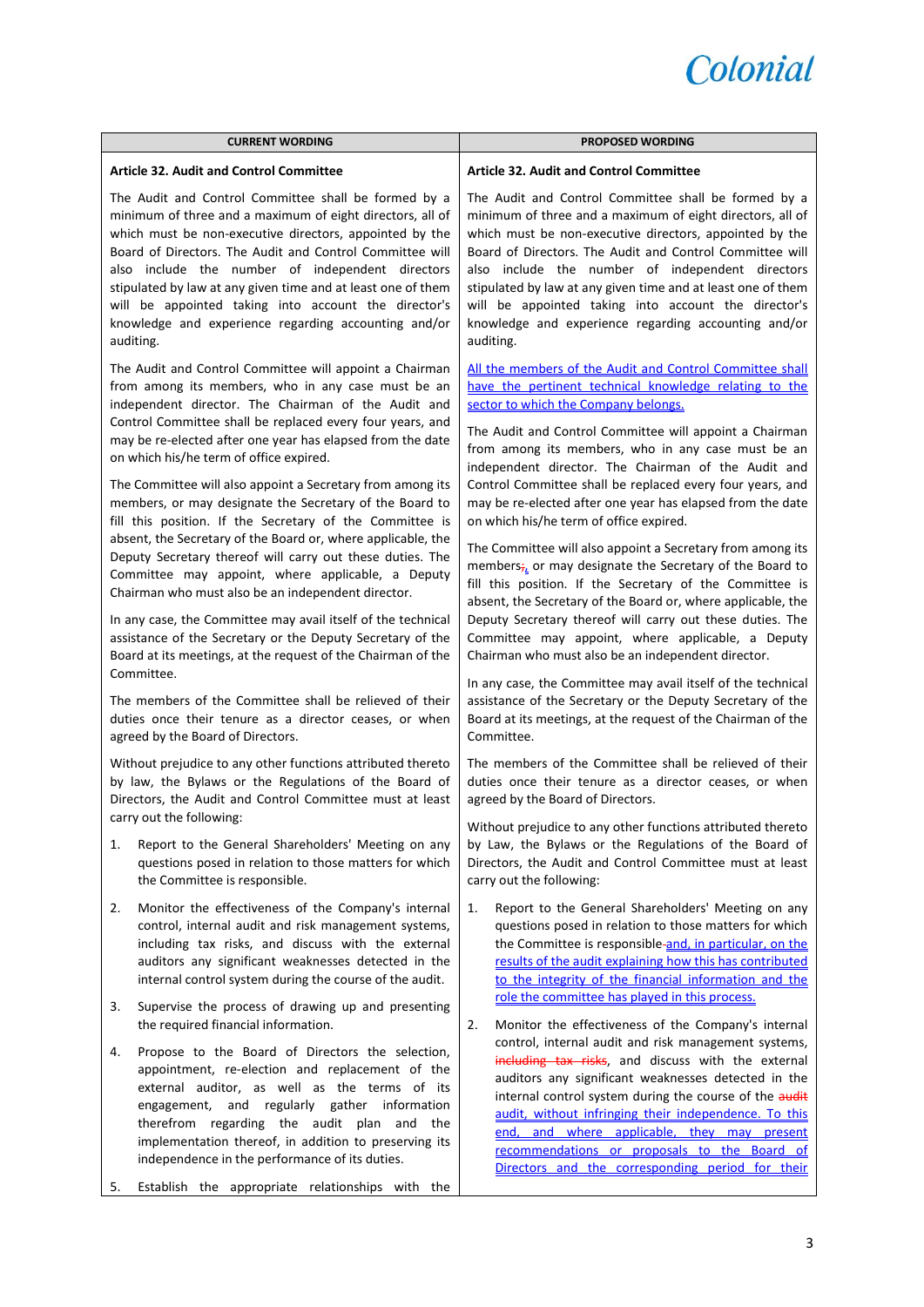| CURRENT WORDING | PROPOSED WORDING |
| --- | --- |
| **Article 32. Audit and Control Committee** | **Article 32. Audit and Control Committee** |
| The Audit and Control Committee shall be formed by a minimum of three and a maximum of eight directors, all of which must be non-executive directors, appointed by the Board of Directors. The Audit and Control Committee will also include the number of independent directors stipulated by law at any given time and at least one of them will be appointed taking into account the director's knowledge and experience regarding accounting and/or auditing. | The Audit and Control Committee shall be formed by a minimum of three and a maximum of eight directors, all of which must be non-executive directors, appointed by the Board of Directors. The Audit and Control Committee will also include the number of independent directors stipulated by law at any given time and at least one of them will be appointed taking into account the director's knowledge and experience regarding accounting and/or auditing. |
| | All the members of the Audit and Control Committee shall have the pertinent technical knowledge relating to the sector to which the Company belongs. |
| The Audit and Control Committee will appoint a Chairman from among its members, who in any case must be an independent director. The Chairman of the Audit and Control Committee shall be replaced every four years, and may be re-elected after one year has elapsed from the date on which his/her term of office expired. | The Audit and Control Committee will appoint a Chairman from among its members, who in any case must be an independent director. The Chairman of the Audit and Control Committee shall be replaced every four years, and may be re-elected after one year has elapsed from the date on which his/her term of office expired. |
| The Committee will also appoint a Secretary from among its members, or may designate the Secretary of the Board to fill this position. If the Secretary of the Committee is absent, the Secretary of the Board or, where applicable, the Deputy Secretary thereof will carry out these duties. The Committee may appoint, where applicable, a Deputy Chairman who must also be an independent director. | The Committee will also appoint a Secretary from among its members;, or may designate the Secretary of the Board to fill this position. If the Secretary of the Committee is absent, the Secretary of the Board or, where applicable, the Deputy Secretary thereof will carry out these duties. The Committee may appoint, where applicable, a Deputy Chairman who must also be an independent director. |
| In any case, the Committee may avail itself of the technical assistance of the Secretary or the Deputy Secretary of the Board at its meetings, at the request of the Chairman of the Committee. | In any case, the Committee may avail itself of the technical assistance of the Secretary or the Deputy Secretary of the Board at its meetings, at the request of the Chairman of the Committee. |
| The members of the Committee shall be relieved of their duties once their tenure as a director ceases, or when agreed by the Board of Directors. | The members of the Committee shall be relieved of their duties once their tenure as a director ceases, or when agreed by the Board of Directors. |
| Without prejudice to any other functions attributed thereto by law, the Bylaws or the Regulations of the Board of Directors, the Audit and Control Committee must at least carry out the following: | Without prejudice to any other functions attributed thereto by Law, the Bylaws or the Regulations of the Board of Directors, the Audit and Control Committee must at least carry out the following: |
| 1. Report to the General Shareholders' Meeting on any questions posed in relation to those matters for which the Committee is responsible. | 1. Report to the General Shareholders' Meeting on any questions posed in relation to those matters for which the Committee is responsible and, in particular, on the results of the audit explaining how this has contributed to the integrity of the financial information and the role the committee has played in this process. |
| 2. Monitor the effectiveness of the Company's internal control, internal audit and risk management systems, including tax risks, and discuss with the external auditors any significant weaknesses detected in the internal control system during the course of the audit. | 2. Monitor the effectiveness of the Company's internal control, internal audit and risk management systems, ~~including tax risks~~, and discuss with the external auditors any significant weaknesses detected in the internal control system during the course of the ~~audit~~ audit, without infringing their independence. To this end, and where applicable, they may present recommendations or proposals to the Board of Directors and the corresponding period for their |
| 3. Supervise the process of drawing up and presenting the required financial information. | |
| 4. Propose to the Board of Directors the selection, appointment, re-election and replacement of the external auditor, as well as the terms of its engagement, and regularly gather information therefrom regarding the audit plan and the implementation thereof, in addition to preserving its independence in the performance of its duties. | |
| 5. Establish the appropriate relationships with the | |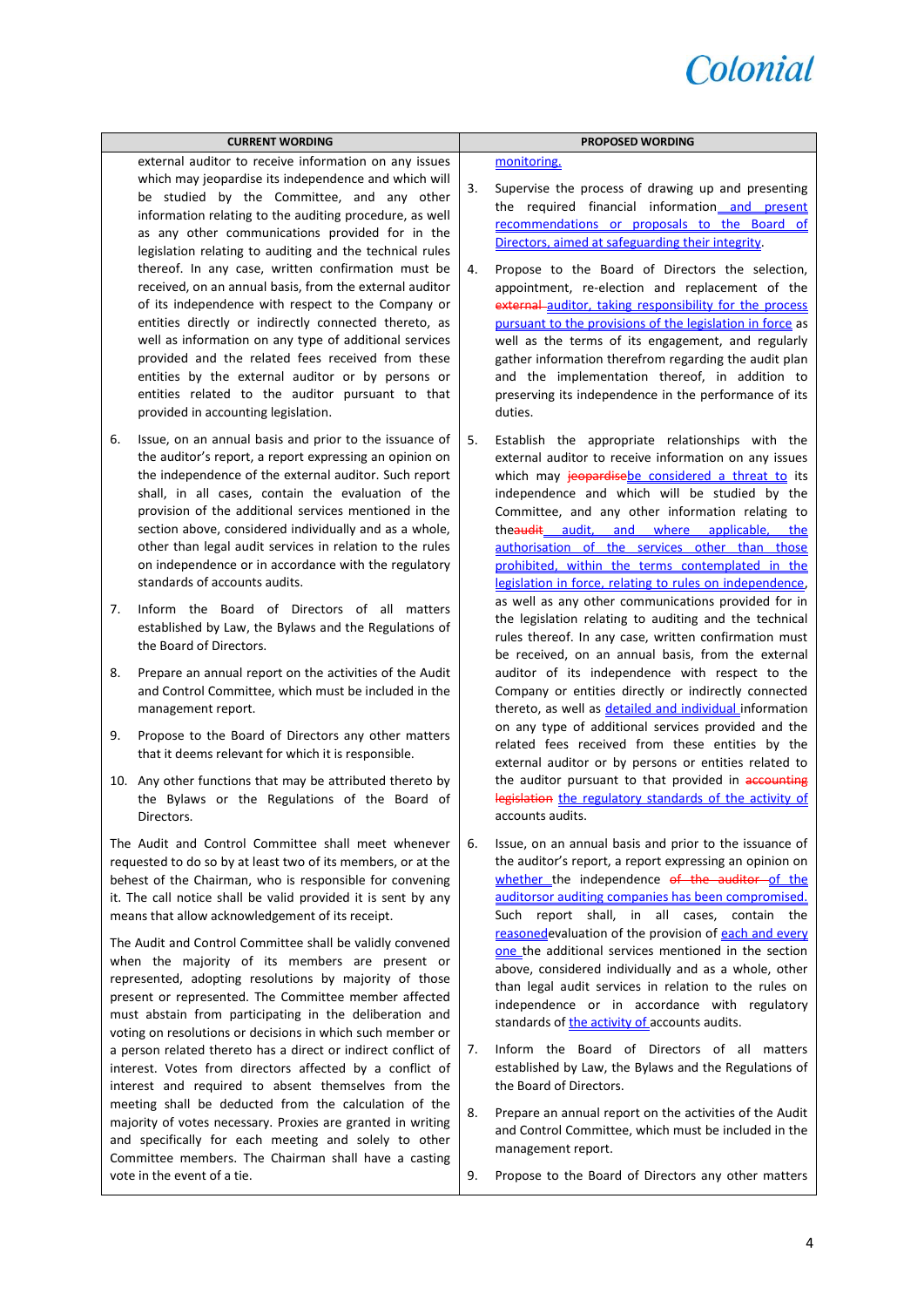| CURRENT WORDING | PROPOSED WORDING |
|---|---|
| external auditor to receive information on any issues which may jeopardise its independence and which will be studied by the Committee, and any other information relating to the auditing procedure, as well as any other communications provided for in the legislation relating to auditing and the technical rules thereof. In any case, written confirmation must be received, on an annual basis, from the external auditor of its independence with respect to the Company or entities directly or indirectly connected thereto, as well as information on any type of additional services provided and the related fees received from these entities by the external auditor or by persons or entities related to the auditor pursuant to that provided in accounting legislation.<br><br>6. Issue, on an annual basis and prior to the issuance of the auditor's report, a report expressing an opinion on the independence of the external auditor. Such report shall, in all cases, contain the evaluation of the provision of the additional services mentioned in the section above, considered individually and as a whole, other than legal audit services in relation to the rules on independence or in accordance with the regulatory standards of accounts audits.<br><br>7. Inform the Board of Directors of all matters established by Law, the Bylaws and the Regulations of the Board of Directors.<br><br>8. Prepare an annual report on the activities of the Audit and Control Committee, which must be included in the management report.<br><br>9. Propose to the Board of Directors any other matters that it deems relevant for which it is responsible.<br><br>10. Any other functions that may be attributed thereto by the Bylaws or the Regulations of the Board of Directors.<br><br>The Audit and Control Committee shall meet whenever requested to do so by at least two of its members, or at the behest of the Chairman, who is responsible for convening it. The call notice shall be valid provided it is sent by any means that allow acknowledgement of its receipt.<br><br>The Audit and Control Committee shall be validly convened when the majority of its members are present or represented, adopting resolutions by majority of those present or represented. The Committee member affected must abstain from participating in the deliberation and voting on resolutions or decisions in which such member or a person related thereto has a direct or indirect conflict of interest. Votes from directors affected by a conflict of interest and required to absent themselves from the meeting shall be deducted from the calculation of the majority of votes necessary. Proxies are granted in writing and specifically for each meeting and solely to other Committee members. The Chairman shall have a casting vote in the event of a tie. | monitoring.<br><br>3. Supervise the process of drawing up and presenting the required financial information and present recommendations or proposals to the Board of Directors, aimed at safeguarding their integrity.<br><br>4. Propose to the Board of Directors the selection, appointment, re-election and replacement of the ~~external~~ auditor, taking responsibility for the process pursuant to the provisions of the legislation in force as well as the terms of its engagement, and regularly gather information therefrom regarding the audit plan and the implementation thereof, in addition to preserving its independence in the performance of its duties.<br><br>5. Establish the appropriate relationships with the external auditor to receive information on any issues which may ~~jeopardise~~be considered a threat to its independence and which will be studied by the Committee, and any other information relating to the ~~audit~~ audit, and where applicable, the authorisation of the services other than those prohibited, within the terms contemplated in the legislation in force, relating to rules on independence, as well as any other communications provided for in the legislation relating to auditing and the technical rules thereof. In any case, written confirmation must be received, on an annual basis, from the external auditor of its independence with respect to the Company or entities directly or indirectly connected thereto, as well as detailed and individual information on any type of additional services provided and the related fees received from these entities by the external auditor or by persons or entities related to the auditor pursuant to that provided in ~~accounting legislation~~ the regulatory standards of the activity of accounts audits.<br><br>6. Issue, on an annual basis and prior to the issuance of the auditor's report, a report expressing an opinion on whether the independence ~~of the auditor~~ of the auditors or auditing companies has been compromised. Such report shall, in all cases, contain the reasoned evaluation of the provision of each and every one the additional services mentioned in the section above, considered individually and as a whole, other than legal audit services in relation to the rules on independence or in accordance with regulatory standards of the activity of accounts audits.<br><br>7. Inform the Board of Directors of all matters established by Law, the Bylaws and the Regulations of the Board of Directors.<br><br>8. Prepare an annual report on the activities of the Audit and Control Committee, which must be included in the management report.<br><br>9. Propose to the Board of Directors any other matters |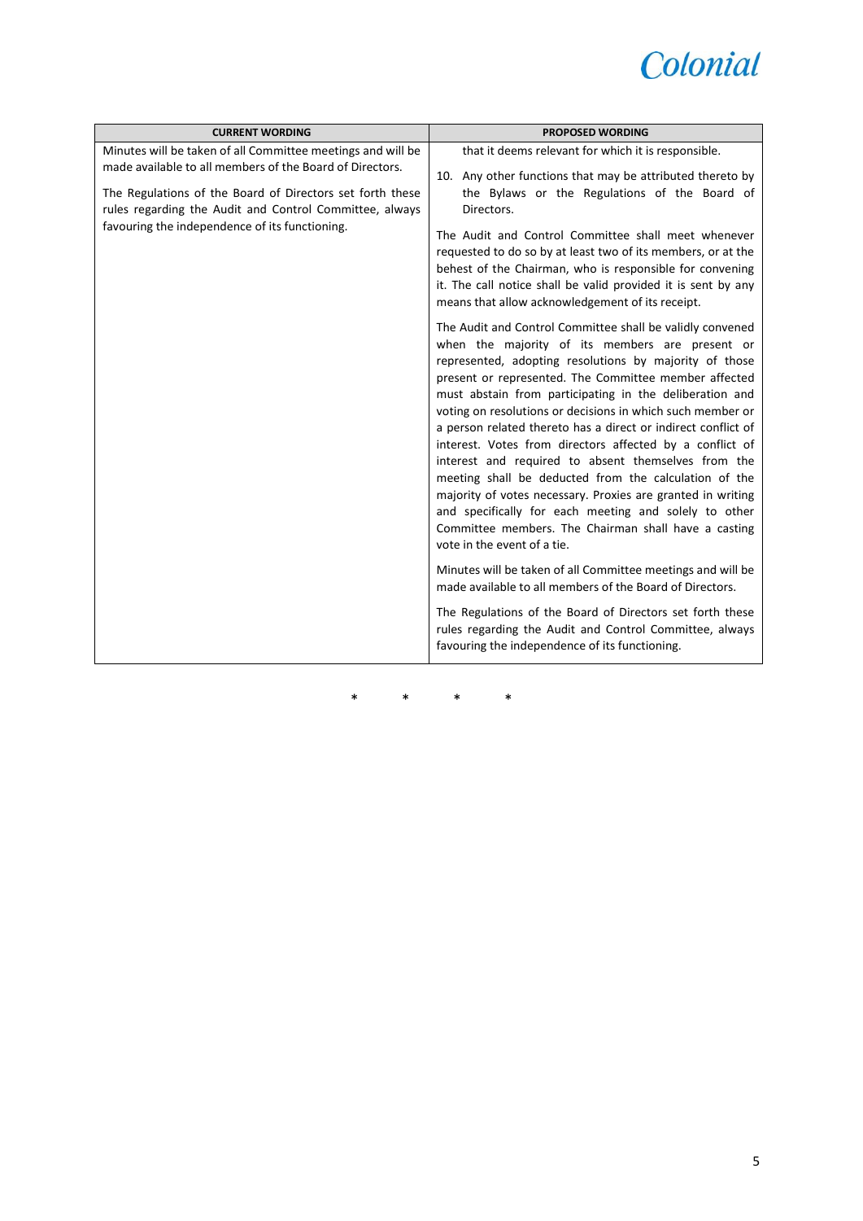| CURRENT WORDING | PROPOSED WORDING |
|---|---|
| Minutes will be taken of all Committee meetings and will be made available to all members of the Board of Directors.<br><br>The Regulations of the Board of Directors set forth these rules regarding the Audit and Control Committee, always favouring the independence of its functioning. | that it deems relevant for which it is responsible.<br><br>10. Any other functions that may be attributed thereto by the Bylaws or the Regulations of the Board of Directors.<br><br>The Audit and Control Committee shall meet whenever requested to do so by at least two of its members, or at the behest of the Chairman, who is responsible for convening it. The call notice shall be valid provided it is sent by any means that allow acknowledgement of its receipt.<br><br>The Audit and Control Committee shall be validly convened when the majority of its members are present or represented, adopting resolutions by majority of those present or represented. The Committee member affected must abstain from participating in the deliberation and voting on resolutions or decisions in which such member or a person related thereto has a direct or indirect conflict of interest. Votes from directors affected by a conflict of interest and required to absent themselves from the meeting shall be deducted from the calculation of the majority of votes necessary. Proxies are granted in writing and specifically for each meeting and solely to other Committee members. The Chairman shall have a casting vote in the event of a tie.<br><br>Minutes will be taken of all Committee meetings and will be made available to all members of the Board of Directors.<br><br>The Regulations of the Board of Directors set forth these rules regarding the Audit and Control Committee, always favouring the independence of its functioning. |

\*    \*    \*    \*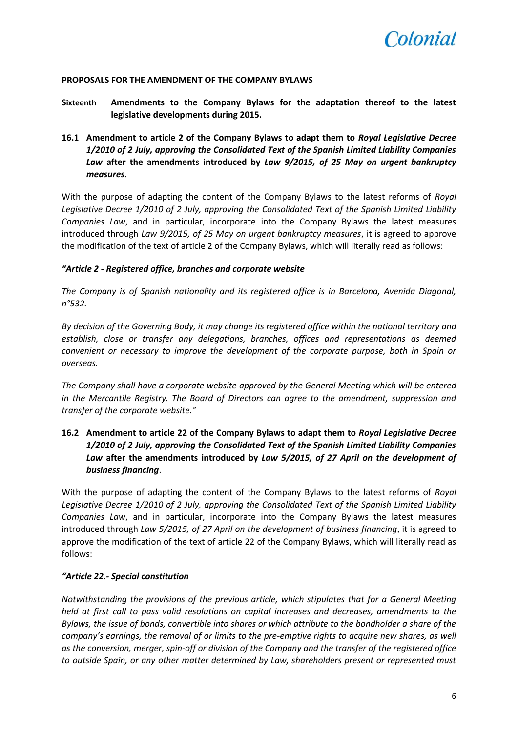**PROPOSALS FOR THE AMENDMENT OF THE COMPANY BYLAWS**

**Sixteenth Amendments to the Company Bylaws for the adaptation thereof to the latest legislative developments during 2015.**

**16.1 Amendment to article 2 of the Company Bylaws to adapt them to *Royal Legislative Decree 1/2010 of 2 July, approving the Consolidated Text of the Spanish Limited Liability Companies Law* after the amendments introduced by *Law 9/2015, of 25 May on urgent bankruptcy measures*.**

With the purpose of adapting the content of the Company Bylaws to the latest reforms of *Royal Legislative Decree 1/2010 of 2 July, approving the Consolidated Text of the Spanish Limited Liability Companies Law*, and in particular, incorporate into the Company Bylaws the latest measures introduced through *Law 9/2015, of 25 May on urgent bankruptcy measures*, it is agreed to approve the modification of the text of article 2 of the Company Bylaws, which will literally read as follows:

***"Article 2 - Registered office, branches and corporate website***

*The Company is of Spanish nationality and its registered office is in Barcelona, Avenida Diagonal, n°532.*

*By decision of the Governing Body, it may change its registered office within the national territory and establish, close or transfer any delegations, branches, offices and representations as deemed convenient or necessary to improve the development of the corporate purpose, both in Spain or overseas.*

*The Company shall have a corporate website approved by the General Meeting which will be entered in the Mercantile Registry. The Board of Directors can agree to the amendment, suppression and transfer of the corporate website."*

**16.2 Amendment to article 22 of the Company Bylaws to adapt them to *Royal Legislative Decree 1/2010 of 2 July, approving the Consolidated Text of the Spanish Limited Liability Companies Law* after the amendments introduced by *Law 5/2015, of 27 April on the development of business financing*.**

With the purpose of adapting the content of the Company Bylaws to the latest reforms of *Royal Legislative Decree 1/2010 of 2 July, approving the Consolidated Text of the Spanish Limited Liability Companies Law*, and in particular, incorporate into the Company Bylaws the latest measures introduced through *Law 5/2015, of 27 April on the development of business financing*, it is agreed to approve the modification of the text of article 22 of the Company Bylaws, which will literally read as follows:

***"Article 22.- Special constitution***

*Notwithstanding the provisions of the previous article, which stipulates that for a General Meeting held at first call to pass valid resolutions on capital increases and decreases, amendments to the Bylaws, the issue of bonds, convertible into shares or which attribute to the bondholder a share of the company's earnings, the removal of or limits to the pre-emptive rights to acquire new shares, as well as the conversion, merger, spin-off or division of the Company and the transfer of the registered office to outside Spain, or any other matter determined by Law, shareholders present or represented must*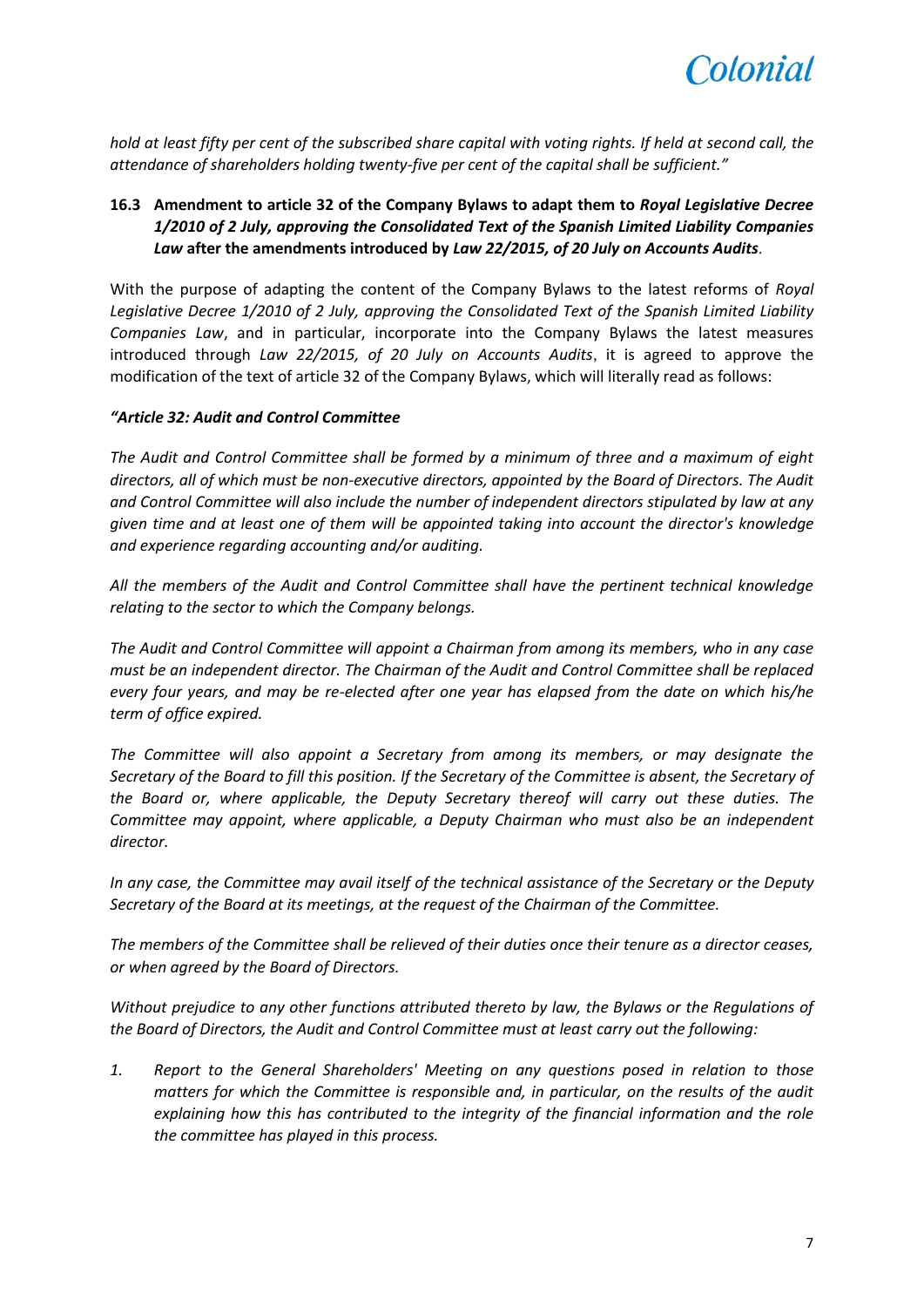*hold at least fifty per cent of the subscribed share capital with voting rights. If held at second call, the attendance of shareholders holding twenty-five per cent of the capital shall be sufficient."*

### 16.3 Amendment to article 32 of the Company Bylaws to adapt them to *Royal Legislative Decree 1/2010 of 2 July, approving the Consolidated Text of the Spanish Limited Liability Companies Law* after the amendments introduced by *Law 22/2015, of 20 July on Accounts Audits*.

With the purpose of adapting the content of the Company Bylaws to the latest reforms of *Royal Legislative Decree 1/2010 of 2 July, approving the Consolidated Text of the Spanish Limited Liability Companies Law*, and in particular, incorporate into the Company Bylaws the latest measures introduced through *Law 22/2015, of 20 July on Accounts Audits*, it is agreed to approve the modification of the text of article 32 of the Company Bylaws, which will literally read as follows:

***"Article 32: Audit and Control Committee***

*The Audit and Control Committee shall be formed by a minimum of three and a maximum of eight directors, all of which must be non-executive directors, appointed by the Board of Directors. The Audit and Control Committee will also include the number of independent directors stipulated by law at any given time and at least one of them will be appointed taking into account the director's knowledge and experience regarding accounting and/or auditing.*

*All the members of the Audit and Control Committee shall have the pertinent technical knowledge relating to the sector to which the Company belongs.*

*The Audit and Control Committee will appoint a Chairman from among its members, who in any case must be an independent director. The Chairman of the Audit and Control Committee shall be replaced every four years, and may be re-elected after one year has elapsed from the date on which his/he term of office expired.*

*The Committee will also appoint a Secretary from among its members, or may designate the Secretary of the Board to fill this position. If the Secretary of the Committee is absent, the Secretary of the Board or, where applicable, the Deputy Secretary thereof will carry out these duties. The Committee may appoint, where applicable, a Deputy Chairman who must also be an independent director.*

*In any case, the Committee may avail itself of the technical assistance of the Secretary or the Deputy Secretary of the Board at its meetings, at the request of the Chairman of the Committee.*

*The members of the Committee shall be relieved of their duties once their tenure as a director ceases, or when agreed by the Board of Directors.*

*Without prejudice to any other functions attributed thereto by law, the Bylaws or the Regulations of the Board of Directors, the Audit and Control Committee must at least carry out the following:*

1. *Report to the General Shareholders' Meeting on any questions posed in relation to those matters for which the Committee is responsible and, in particular, on the results of the audit explaining how this has contributed to the integrity of the financial information and the role the committee has played in this process.*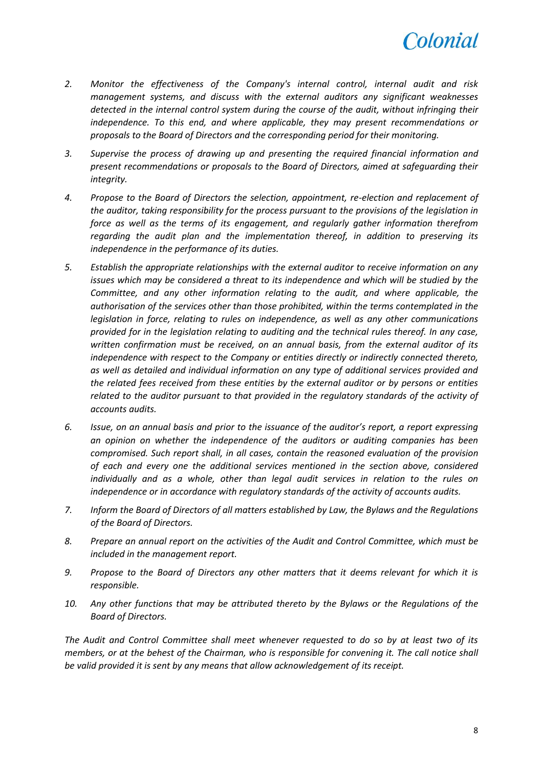2. *Monitor the effectiveness of the Company's internal control, internal audit and risk management systems, and discuss with the external auditors any significant weaknesses detected in the internal control system during the course of the audit, without infringing their independence. To this end, and where applicable, they may present recommendations or proposals to the Board of Directors and the corresponding period for their monitoring.*

3. *Supervise the process of drawing up and presenting the required financial information and present recommendations or proposals to the Board of Directors, aimed at safeguarding their integrity.*

4. *Propose to the Board of Directors the selection, appointment, re-election and replacement of the auditor, taking responsibility for the process pursuant to the provisions of the legislation in force as well as the terms of its engagement, and regularly gather information therefrom regarding the audit plan and the implementation thereof, in addition to preserving its independence in the performance of its duties.*

5. *Establish the appropriate relationships with the external auditor to receive information on any issues which may be considered a threat to its independence and which will be studied by the Committee, and any other information relating to the audit, and where applicable, the authorisation of the services other than those prohibited, within the terms contemplated in the legislation in force, relating to rules on independence, as well as any other communications provided for in the legislation relating to auditing and the technical rules thereof. In any case, written confirmation must be received, on an annual basis, from the external auditor of its independence with respect to the Company or entities directly or indirectly connected thereto, as well as detailed and individual information on any type of additional services provided and the related fees received from these entities by the external auditor or by persons or entities related to the auditor pursuant to that provided in the regulatory standards of the activity of accounts audits.*

6. *Issue, on an annual basis and prior to the issuance of the auditor's report, a report expressing an opinion on whether the independence of the auditors or auditing companies has been compromised. Such report shall, in all cases, contain the reasoned evaluation of the provision of each and every one the additional services mentioned in the section above, considered individually and as a whole, other than legal audit services in relation to the rules on independence or in accordance with regulatory standards of the activity of accounts audits.*

7. *Inform the Board of Directors of all matters established by Law, the Bylaws and the Regulations of the Board of Directors.*

8. *Prepare an annual report on the activities of the Audit and Control Committee, which must be included in the management report.*

9. *Propose to the Board of Directors any other matters that it deems relevant for which it is responsible.*

10. *Any other functions that may be attributed thereto by the Bylaws or the Regulations of the Board of Directors.*

*The Audit and Control Committee shall meet whenever requested to do so by at least two of its members, or at the behest of the Chairman, who is responsible for convening it. The call notice shall be valid provided it is sent by any means that allow acknowledgement of its receipt.*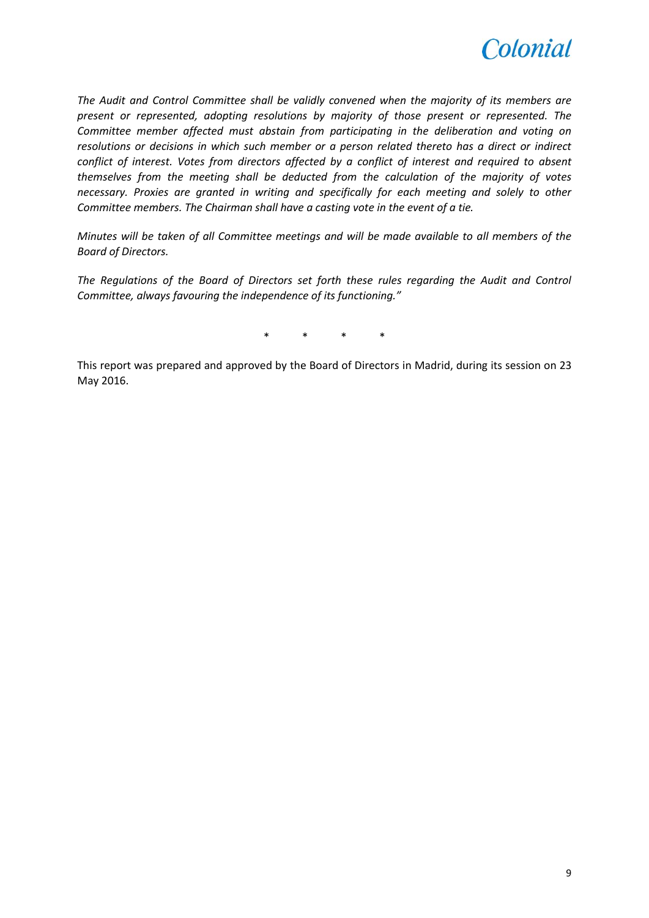*The Audit and Control Committee shall be validly convened when the majority of its members are present or represented, adopting resolutions by majority of those present or represented. The Committee member affected must abstain from participating in the deliberation and voting on resolutions or decisions in which such member or a person related thereto has a direct or indirect conflict of interest. Votes from directors affected by a conflict of interest and required to absent themselves from the meeting shall be deducted from the calculation of the majority of votes necessary. Proxies are granted in writing and specifically for each meeting and solely to other Committee members. The Chairman shall have a casting vote in the event of a tie.*

*Minutes will be taken of all Committee meetings and will be made available to all members of the Board of Directors.*

*The Regulations of the Board of Directors set forth these rules regarding the Audit and Control Committee, always favouring the independence of its functioning."*

\* \* \* \*

This report was prepared and approved by the Board of Directors in Madrid, during its session on 23 May 2016.